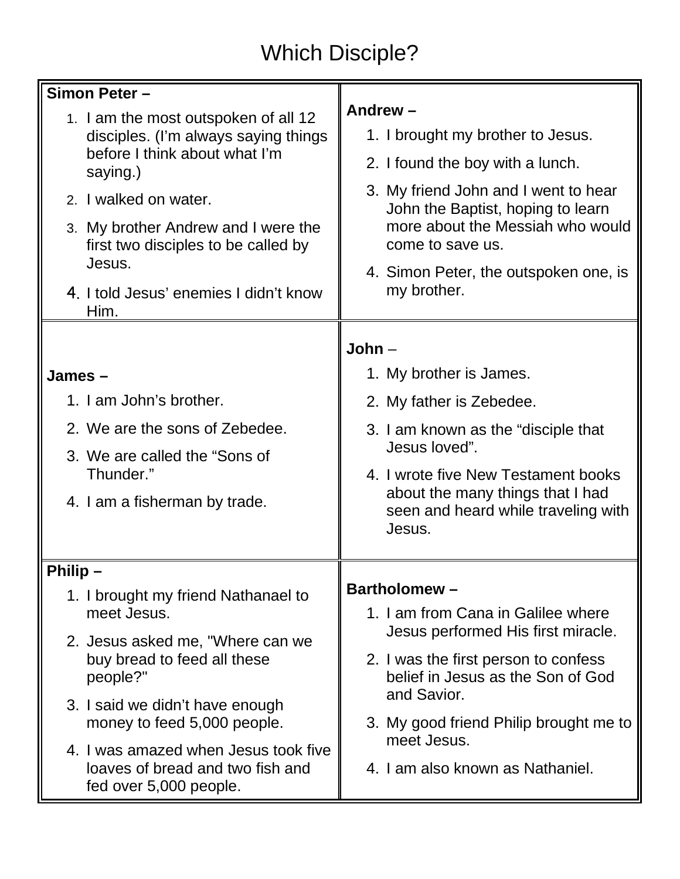# Which Disciple?

**Simon Peter –**

1. I am the most outspoken of all 12 disciples. (I'm always saying things before I think about what I'm saying.)
2. I walked on water.
3. My brother Andrew and I were the first two disciples to be called by Jesus.
4. I told Jesus' enemies I didn't know Him.

**Andrew –**

1. I brought my brother to Jesus.
2. I found the boy with a lunch.
3. My friend John and I went to hear John the Baptist, hoping to learn more about the Messiah who would come to save us.
4. Simon Peter, the outspoken one, is my brother.

**James –**

1. I am John's brother.
2. We are the sons of Zebedee.
3. We are called the "Sons of Thunder."
4. I am a fisherman by trade.

**John** –

1. My brother is James.
2. My father is Zebedee.
3. I am known as the "disciple that Jesus loved".
4. I wrote five New Testament books about the many things that I had seen and heard while traveling with Jesus.

**Philip –**

1. I brought my friend Nathanael to meet Jesus.
2. Jesus asked me, "Where can we buy bread to feed all these people?"
3. I said we didn't have enough money to feed 5,000 people.
4. I was amazed when Jesus took five loaves of bread and two fish and fed over 5,000 people.

**Bartholomew –**

1. I am from Cana in Galilee where Jesus performed His first miracle.
2. I was the first person to confess belief in Jesus as the Son of God and Savior.
3. My good friend Philip brought me to meet Jesus.
4. I am also known as Nathaniel.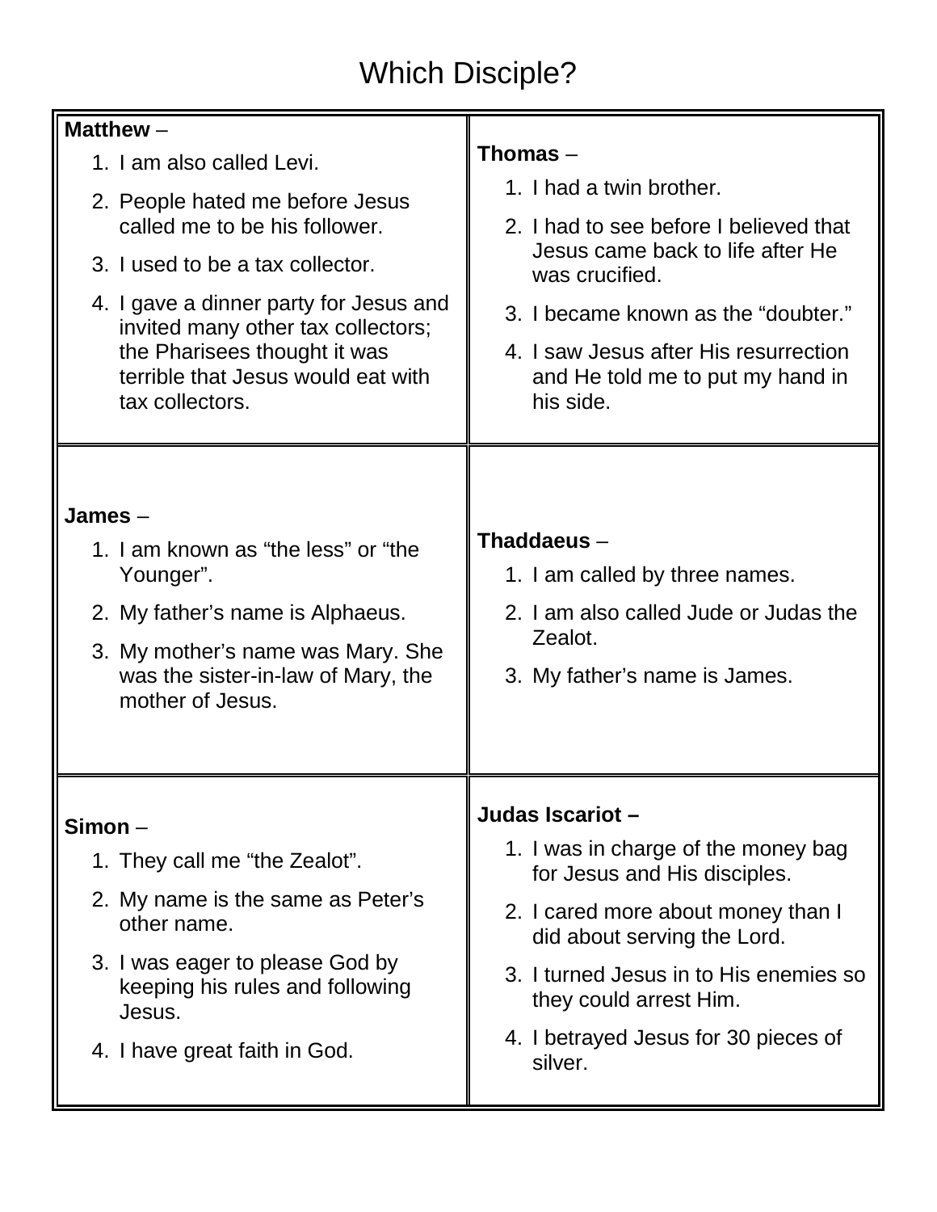# Which Disciple?

**Matthew** –

1. I am also called Levi.
2. People hated me before Jesus called me to be his follower.
3. I used to be a tax collector.
4. I gave a dinner party for Jesus and invited many other tax collectors; the Pharisees thought it was terrible that Jesus would eat with tax collectors.

**Thomas** –

1. I had a twin brother.
2. I had to see before I believed that Jesus came back to life after He was crucified.
3. I became known as the "doubter."
4. I saw Jesus after His resurrection and He told me to put my hand in his side.

**James** –

1. I am known as "the less" or "the Younger".
2. My father's name is Alphaeus.
3. My mother's name was Mary. She was the sister-in-law of Mary, the mother of Jesus.

**Thaddaeus** –

1. I am called by three names.
2. I am also called Jude or Judas the Zealot.
3. My father's name is James.

**Simon** –

1. They call me "the Zealot".
2. My name is the same as Peter's other name.
3. I was eager to please God by keeping his rules and following Jesus.
4. I have great faith in God.

**Judas Iscariot –**

1. I was in charge of the money bag for Jesus and His disciples.
2. I cared more about money than I did about serving the Lord.
3. I turned Jesus in to His enemies so they could arrest Him.
4. I betrayed Jesus for 30 pieces of silver.